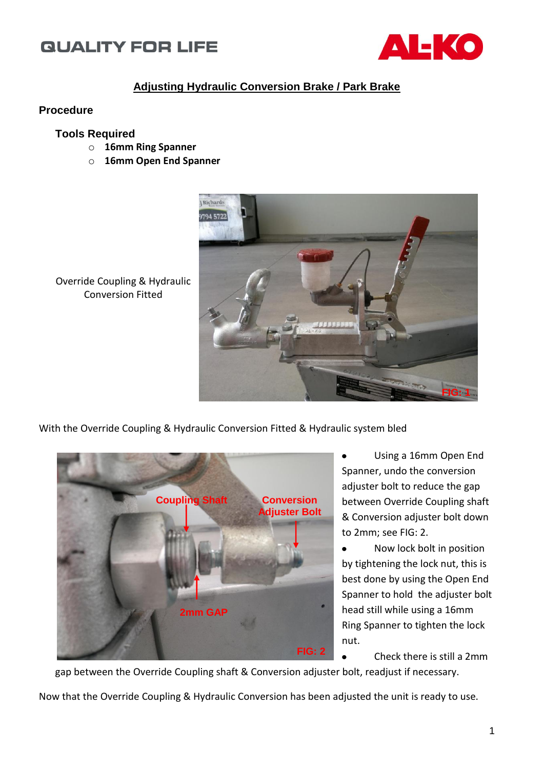QUALITY FOR LIFE

AL-KO

# Adjusting Hydraulic Conversion Brake / Park Brake

## Procedure

### Tools Required

- **16mm Ring Spanner**
- **16mm Open End Spanner**

Override Coupling & Hydraulic Conversion Fitted

With the Override Coupling & Hydraulic Conversion Fitted & Hydraulic system bled

- Using a 16mm Open End Spanner, undo the conversion adjuster bolt to reduce the gap between Override Coupling shaft & Conversion adjuster bolt down to 2mm; see FIG: 2.
- Now lock bolt in position by tightening the lock nut, this is best done by using the Open End Spanner to hold the adjuster bolt head still while using a 16mm Ring Spanner to tighten the lock nut.
- Check there is still a 2mm gap between the Override Coupling shaft & Conversion adjuster bolt, readjust if necessary.

Now that the Override Coupling & Hydraulic Conversion has been adjusted the unit is ready to use.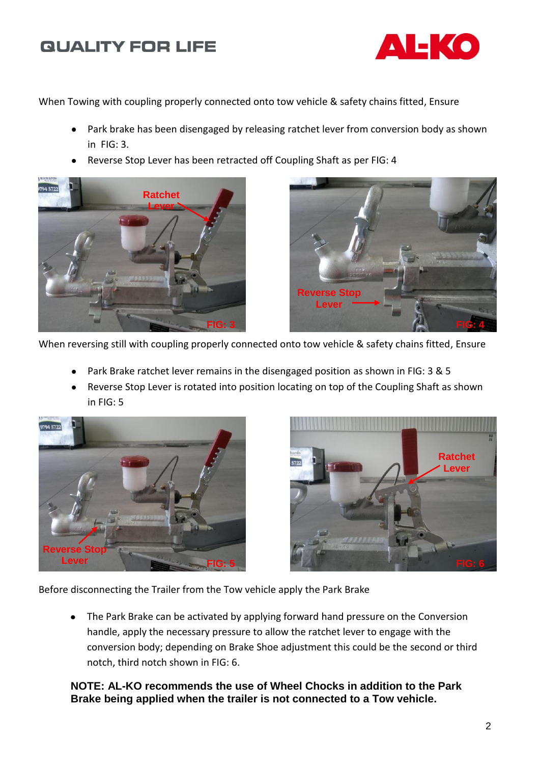When Towing with coupling properly connected onto tow vehicle & safety chains fitted, Ensure

- Park brake has been disengaged by releasing ratchet lever from conversion body as shown in FIG: 3.
- Reverse Stop Lever has been retracted off Coupling Shaft as per FIG: 4

Ratchet Lever

FIG: 3

Reverse Stop Lever

FIG: 4

When reversing still with coupling properly connected onto tow vehicle & safety chains fitted, Ensure

- Park Brake ratchet lever remains in the disengaged position as shown in FIG: 3 & 5
- Reverse Stop Lever is rotated into position locating on top of the Coupling Shaft as shown in FIG: 5

Reverse Stop Lever

FIG: 5

Ratchet Lever

FIG: 6

Before disconnecting the Trailer from the Tow vehicle apply the Park Brake

- The Park Brake can be activated by applying forward hand pressure on the Conversion handle, apply the necessary pressure to allow the ratchet lever to engage with the conversion body; depending on Brake Shoe adjustment this could be the second or third notch, third notch shown in FIG: 6.

**NOTE: AL-KO recommends the use of Wheel Chocks in addition to the Park Brake being applied when the trailer is not connected to a Tow vehicle.**